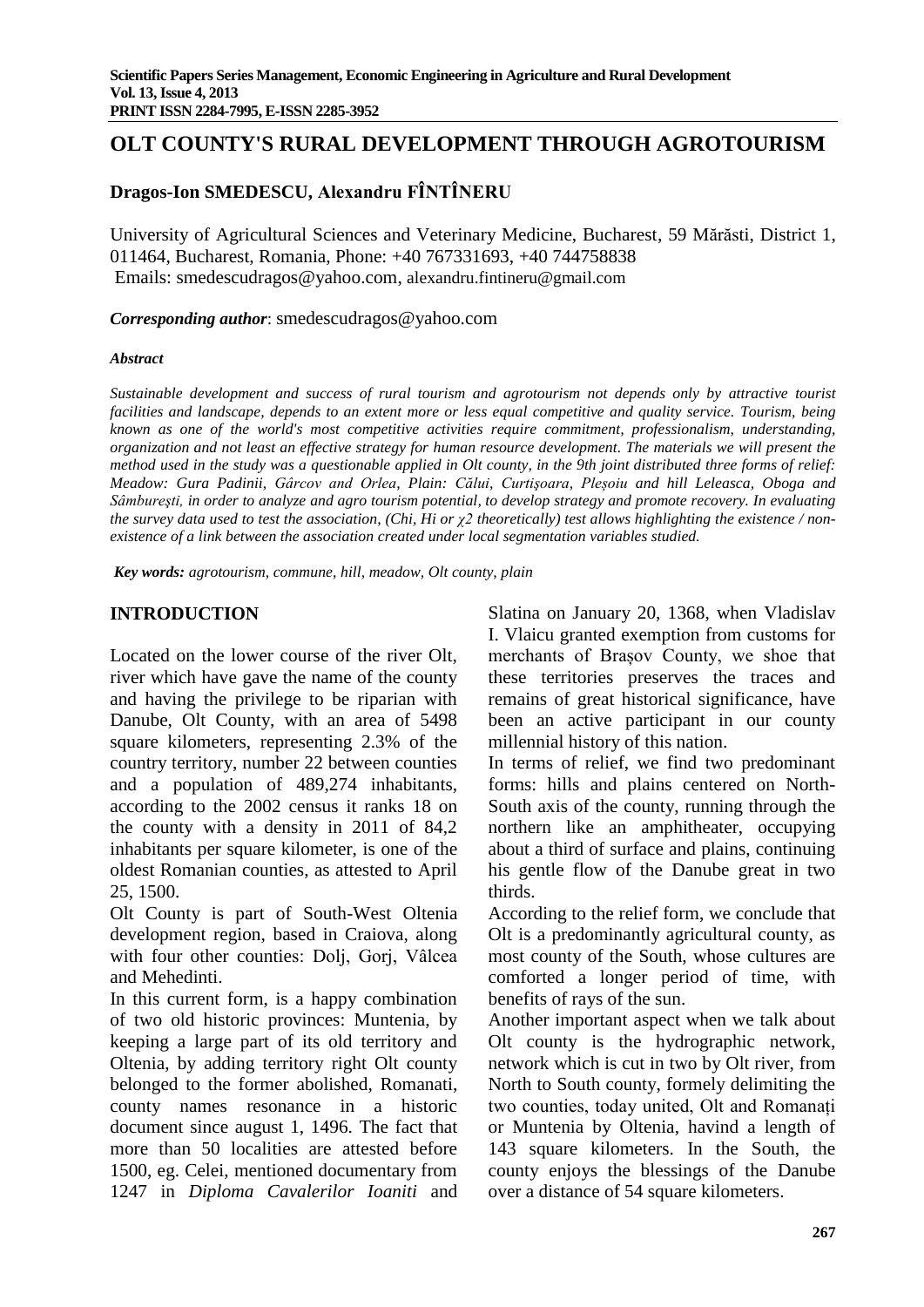# OLT COUNTY'S RURAL DEVELOPMENT THROUGH AGROTOURISM

## Dragos-Ion SMEDESCU, Alexandru FÎNTÎNERU

University of Agricultural Sciences and Veterinary Medicine, Bucharest, 59 Mărăsti, District 1, 011464, Bucharest, Romania, Phone: +40 767331693, +40 744758838
Emails: smedescudragos@yahoo.com, alexandru.fintineru@gmail.com

***Corresponding author***: smedescudragos@yahoo.com

***Abstract***

*Sustainable development and success of rural tourism and agrotourism not depends only by attractive tourist facilities and landscape, depends to an extent more or less equal competitive and quality service. Tourism, being known as one of the world's most competitive activities require commitment, professionalism, understanding, organization and not least an effective strategy for human resource development. The materials we will present the method used in the study was a questionable applied in Olt county, in the 9th joint distributed three forms of relief: Meadow: Gura Padinii, Gârcov and Orlea, Plain: Călui, Curtişoara, Pleşoiu and hill Leleasca, Oboga and Sâmbureşti, in order to analyze and agro tourism potential, to develop strategy and promote recovery. In evaluating the survey data used to test the association, (Chi, Hi or $\chi 2$ theoretically) test allows highlighting the existence / non-existence of a link between the association created under local segmentation variables studied.*

***Key words:*** *agrotourism, commune, hill, meadow, Olt county, plain*

## INTRODUCTION

Located on the lower course of the river Olt, river which have gave the name of the county and having the privilege to be riparian with Danube, Olt County, with an area of 5498 square kilometers, representing 2.3% of the country territory, number 22 between counties and a population of 489,274 inhabitants, according to the 2002 census it ranks 18 on the county with a density in 2011 of 84,2 inhabitants per square kilometer, is one of the oldest Romanian counties, as attested to April 25, 1500.

Olt County is part of South-West Oltenia development region, based in Craiova, along with four other counties: Dolj, Gorj, Vâlcea and Mehedinti.

In this current form, is a happy combination of two old historic provinces: Muntenia, by keeping a large part of its old territory and Oltenia, by adding territory right Olt county belonged to the former abolished, Romanati, county names resonance in a historic document since august 1, 1496. The fact that more than 50 localities are attested before 1500, eg. Celei, mentioned documentary from 1247 in *Diploma Cavalerilor Ioaniti* and Slatina on January 20, 1368, when Vladislav I. Vlaicu granted exemption from customs for merchants of Braşov County, we shoe that these territories preserves the traces and remains of great historical significance, have been an active participant in our county millennial history of this nation.

In terms of relief, we find two predominant forms: hills and plains centered on North-South axis of the county, running through the northern like an amphitheater, occupying about a third of surface and plains, continuing his gentle flow of the Danube great in two thirds.

According to the relief form, we conclude that Olt is a predominantly agricultural county, as most county of the South, whose cultures are comforted a longer period of time, with benefits of rays of the sun.

Another important aspect when we talk about Olt county is the hydrographic network, network which is cut in two by Olt river, from North to South county, formely delimiting the two counties, today united, Olt and Romanați or Muntenia by Oltenia, havind a length of 143 square kilometers. In the South, the county enjoys the blessings of the Danube over a distance of 54 square kilometers.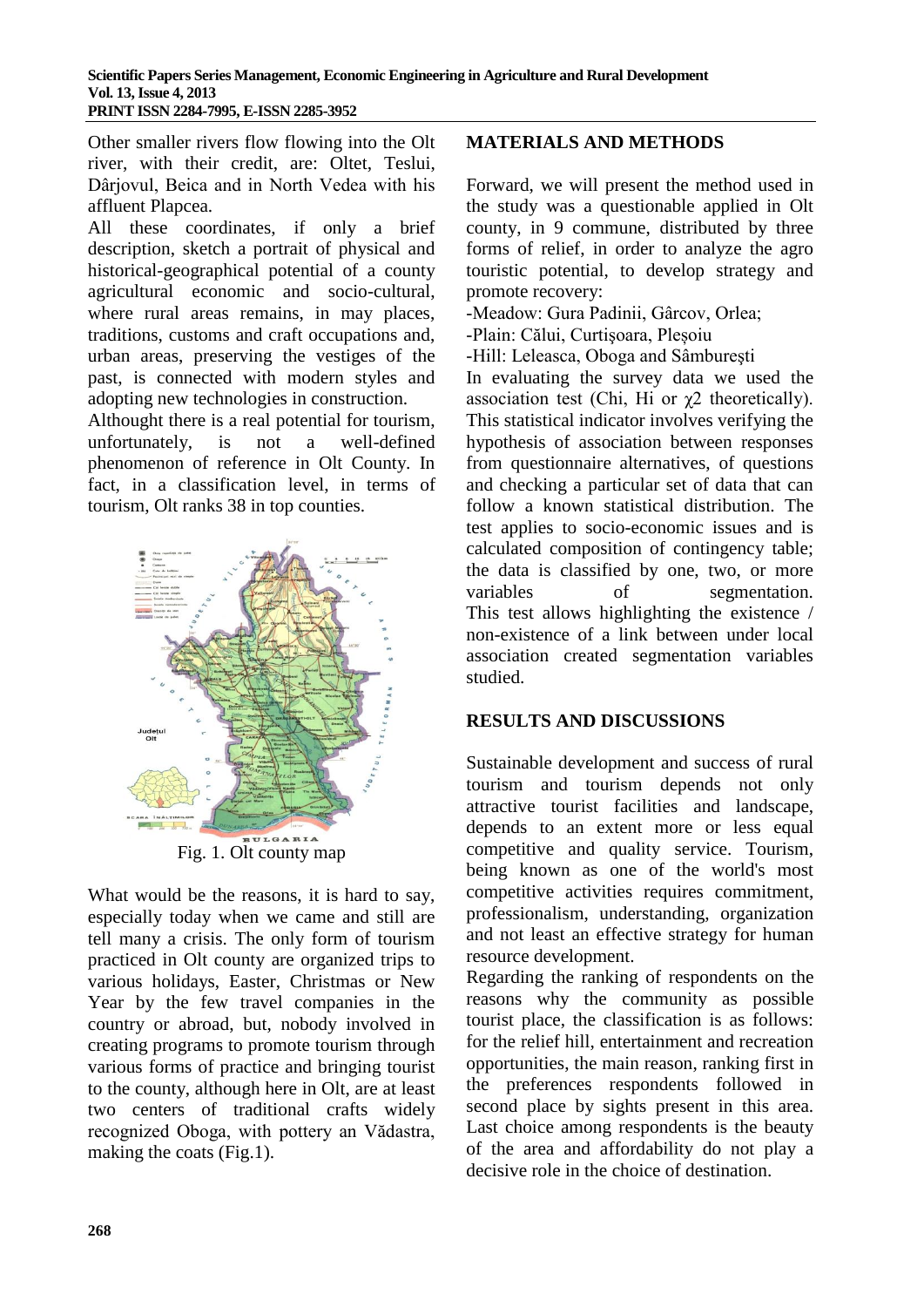Other smaller rivers flow flowing into the Olt river, with their credit, are: Oltet, Teslui, Dârjovul, Beica and in North Vedea with his affluent Plapcea.

All these coordinates, if only a brief description, sketch a portrait of physical and historical-geographical potential of a county agricultural economic and socio-cultural, where rural areas remains, in may places, traditions, customs and craft occupations and, urban areas, preserving the vestiges of the past, is connected with modern styles and adopting new technologies in construction.

Althought there is a real potential for tourism, unfortunately, is not a well-defined phenomenon of reference in Olt County. In fact, in a classification level, in terms of tourism, Olt ranks 38 in top counties.

Fig. 1. Olt county map

What would be the reasons, it is hard to say, especially today when we came and still are tell many a crisis. The only form of tourism practiced in Olt county are organized trips to various holidays, Easter, Christmas or New Year by the few travel companies in the country or abroad, but, nobody involved in creating programs to promote tourism through various forms of practice and bringing tourist to the county, although here in Olt, are at least two centers of traditional crafts widely recognized Oboga, with pottery an Vădastra, making the coats (Fig.1).

## MATERIALS AND METHODS

Forward, we will present the method used in the study was a questionable applied in Olt county, in 9 commune, distributed by three forms of relief, in order to analyze the agro touristic potential, to develop strategy and promote recovery:

-Meadow: Gura Padinii, Gârcov, Orlea;

-Plain: Călui, Curtişoara, Pleșoiu

-Hill: Leleasca, Oboga and Sâmbureşti

In evaluating the survey data we used the association test (Chi, Hi or $\chi2$ theoretically). This statistical indicator involves verifying the hypothesis of association between responses from questionnaire alternatives, of questions and checking a particular set of data that can follow a known statistical distribution. The test applies to socio-economic issues and is calculated composition of contingency table; the data is classified by one, two, or more variables of segmentation. This test allows highlighting the existence / non-existence of a link between under local association created segmentation variables studied.

## RESULTS AND DISCUSSIONS

Sustainable development and success of rural tourism and tourism depends not only attractive tourist facilities and landscape, depends to an extent more or less equal competitive and quality service. Tourism, being known as one of the world's most competitive activities requires commitment, professionalism, understanding, organization and not least an effective strategy for human resource development.

Regarding the ranking of respondents on the reasons why the community as possible tourist place, the classification is as follows: for the relief hill, entertainment and recreation opportunities, the main reason, ranking first in the preferences respondents followed in second place by sights present in this area. Last choice among respondents is the beauty of the area and affordability do not play a decisive role in the choice of destination.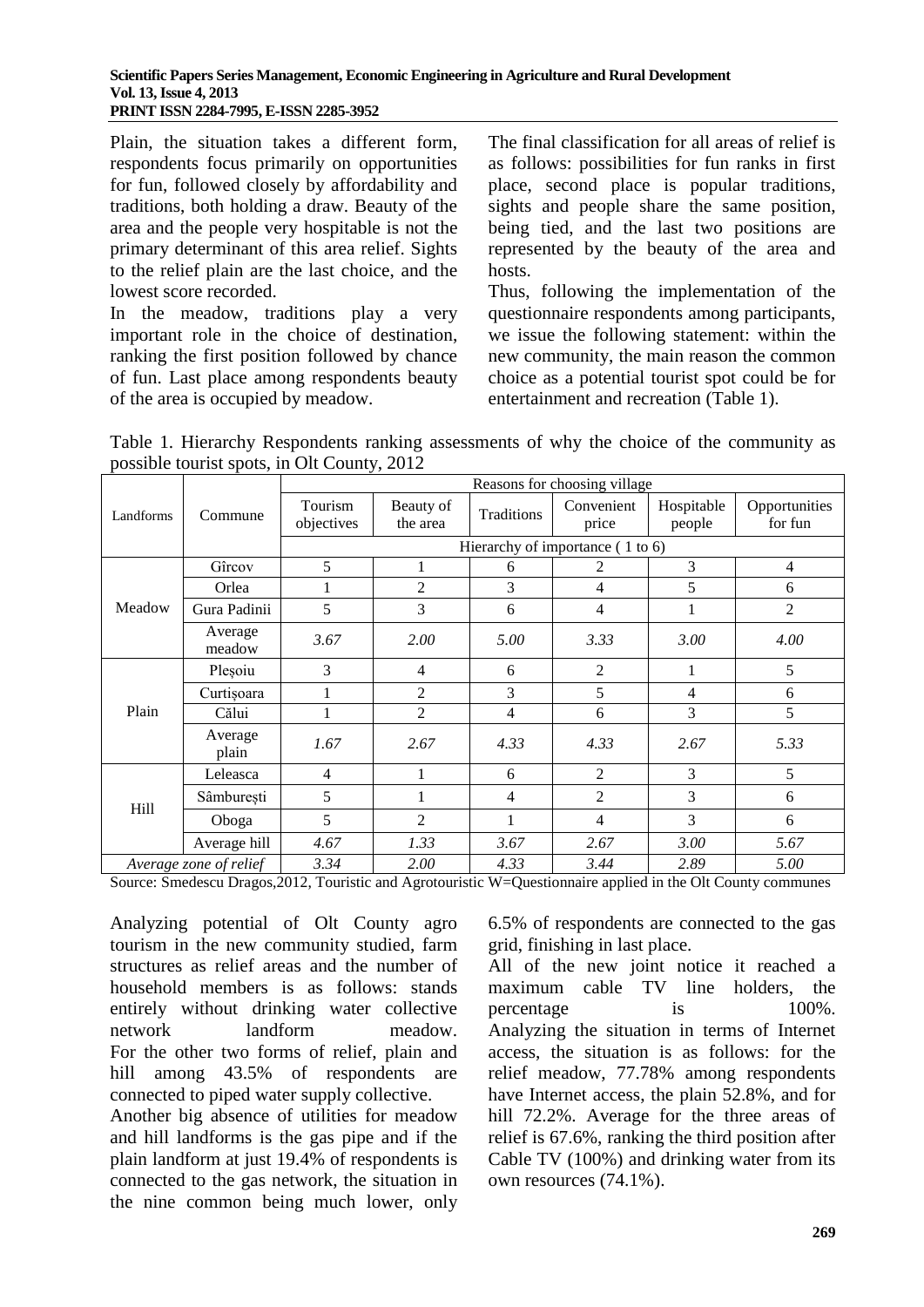Plain, the situation takes a different form, respondents focus primarily on opportunities for fun, followed closely by affordability and traditions, both holding a draw. Beauty of the area and the people very hospitable is not the primary determinant of this area relief. Sights to the relief plain are the last choice, and the lowest score recorded.

In the meadow, traditions play a very important role in the choice of destination, ranking the first position followed by chance of fun. Last place among respondents beauty of the area is occupied by meadow.

The final classification for all areas of relief is as follows: possibilities for fun ranks in first place, second place is popular traditions, sights and people share the same position, being tied, and the last two positions are represented by the beauty of the area and hosts.

Thus, following the implementation of the questionnaire respondents among participants, we issue the following statement: within the new community, the main reason the common choice as a potential tourist spot could be for entertainment and recreation (Table 1).

Table 1. Hierarchy Respondents ranking assessments of why the choice of the community as possible tourist spots, in Olt County, 2012

| Landforms | Commune | Reasons for choosing village | | | | | |
|---|---|---|---|---|---|---|---|
| | | Tourism objectives | Beauty of the area | Traditions | Convenient price | Hospitable people | Opportunities for fun |
| | | Hierarchy of importance ( 1 to 6) | | | | | |
| Meadow | Gîrcov | 5 | 1 | 6 | 2 | 3 | 4 |
| | Orlea | 1 | 2 | 3 | 4 | 5 | 6 |
| | Gura Padinii | 5 | 3 | 6 | 4 | 1 | 2 |
| | Average meadow | *3.67* | *2.00* | *5.00* | *3.33* | *3.00* | *4.00* |
| Plain | Pleşoiu | 3 | 4 | 6 | 2 | 1 | 5 |
| | Curtişoara | 1 | 2 | 3 | 5 | 4 | 6 |
| | Călui | 1 | 2 | 4 | 6 | 3 | 5 |
| | Average plain | *1.67* | *2.67* | *4.33* | *4.33* | *2.67* | *5.33* |
| Hill | Leleasca | 4 | 1 | 6 | 2 | 3 | 5 |
| | Sâmbureşti | 5 | 1 | 4 | 2 | 3 | 6 |
| | Oboga | 5 | 2 | 1 | 4 | 3 | 6 |
| | Average hill | *4.67* | *1.33* | *3.67* | *2.67* | *3.00* | *5.67* |
| *Average zone of relief* | | *3.34* | *2.00* | *4.33* | *3.44* | *2.89* | *5.00* |

Source: Smedescu Dragos,2012, Touristic and Agrotouristic W=Questionnaire applied in the Olt County communes

Analyzing potential of Olt County agro tourism in the new community studied, farm structures as relief areas and the number of household members is as follows: stands entirely without drinking water collective network landform meadow.

For the other two forms of relief, plain and hill among 43.5% of respondents are connected to piped water supply collective.

Another big absence of utilities for meadow and hill landforms is the gas pipe and if the plain landform at just 19.4% of respondents is connected to the gas network, the situation in the nine common being much lower, only 6.5% of respondents are connected to the gas grid, finishing in last place.

All of the new joint notice it reached a maximum cable TV line holders, the percentage is 100%.

Analyzing the situation in terms of Internet access, the situation is as follows: for the relief meadow, 77.78% among respondents have Internet access, the plain 52.8%, and for hill 72.2%. Average for the three areas of relief is 67.6%, ranking the third position after Cable TV (100%) and drinking water from its own resources (74.1%).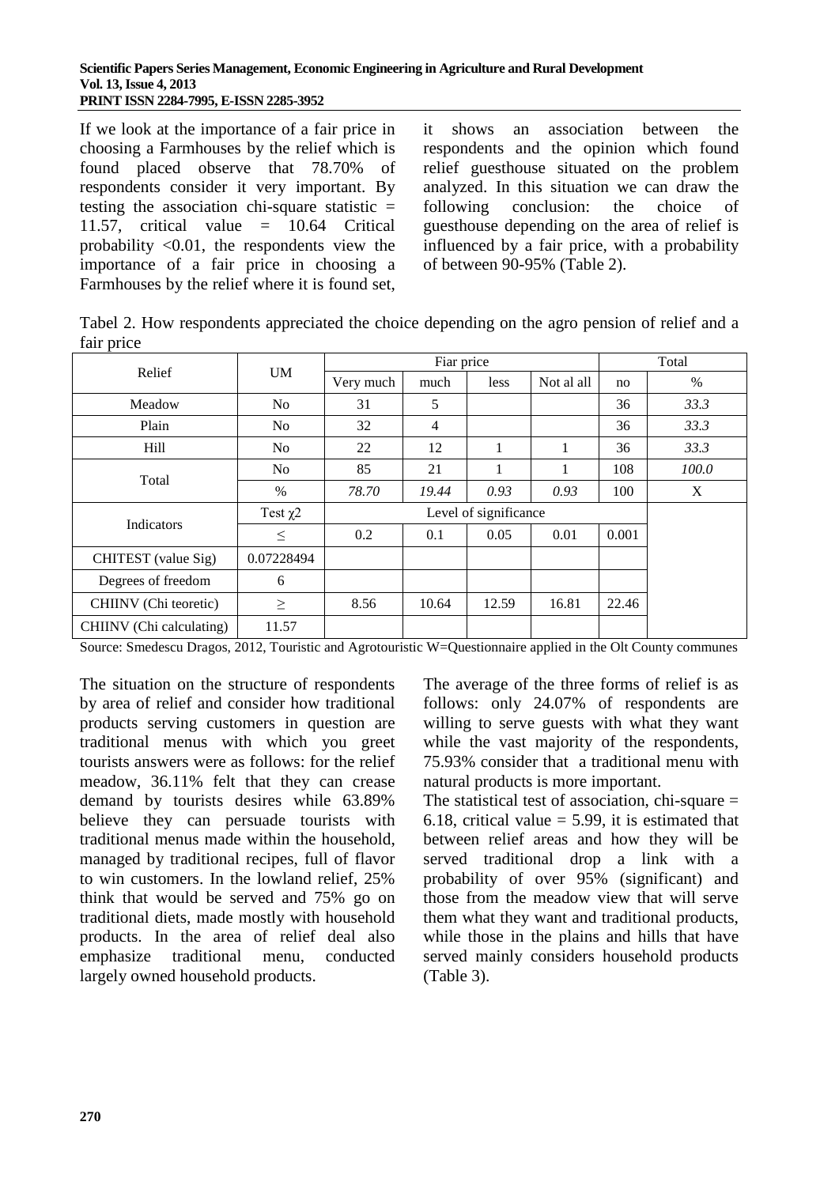If we look at the importance of a fair price in choosing a Farmhouses by the relief which is found placed observe that 78.70% of respondents consider it very important. By testing the association chi-square statistic = 11.57, critical value = 10.64 Critical probability <0.01, the respondents view the importance of a fair price in choosing a Farmhouses by the relief where it is found set, it shows an association between the respondents and the opinion which found relief guesthouse situated on the problem analyzed. In this situation we can draw the following conclusion: the choice of guesthouse depending on the area of relief is influenced by a fair price, with a probability of between 90-95% (Table 2).

Tabel 2. How respondents appreciated the choice depending on the agro pension of relief and a fair price

| Relief | UM | Fiar price | | | | Total | |
|---|---|---|---|---|---|---|---|
| | | Very much | much | less | Not al all | no | % |
| Meadow | No | 31 | 5 | | | 36 | *33.3* |
| Plain | No | 32 | 4 | | | 36 | *33.3* |
| Hill | No | 22 | 12 | 1 | 1 | 36 | *33.3* |
| Total | No | 85 | 21 | 1 | 1 | 108 | *100.0* |
| | % | *78.70* | *19.44* | *0.93* | *0.93* | 100 | X |
| Indicators | Test $\chi 2$ | Level of significance | | | | | |
| | $\leq$ | 0.2 | 0.1 | 0.05 | 0.01 | 0.001 | |
| CHITEST (value Sig) | 0.07228494 | | | | | | |
| Degrees of freedom | 6 | | | | | | |
| CHIINV (Chi teoretic) | $\geq$ | 8.56 | 10.64 | 12.59 | 16.81 | 22.46 | |
| CHIINV (Chi calculating) | 11.57 | | | | | | |

Source: Smedescu Dragos, 2012, Touristic and Agrotouristic W=Questionnaire applied in the Olt County communes

The situation on the structure of respondents by area of relief and consider how traditional products serving customers in question are traditional menus with which you greet tourists answers were as follows: for the relief meadow, 36.11% felt that they can crease demand by tourists desires while 63.89% believe they can persuade tourists with traditional menus made within the household, managed by traditional recipes, full of flavor to win customers. In the lowland relief, 25% think that would be served and 75% go on traditional diets, made mostly with household products. In the area of relief deal also emphasize traditional menu, conducted largely owned household products.

The average of the three forms of relief is as follows: only 24.07% of respondents are willing to serve guests with what they want while the vast majority of the respondents, 75.93% consider that a traditional menu with natural products is more important.

The statistical test of association, chi-square = 6.18, critical value = 5.99, it is estimated that between relief areas and how they will be served traditional drop a link with a probability of over 95% (significant) and those from the meadow view that will serve them what they want and traditional products, while those in the plains and hills that have served mainly considers household products (Table 3).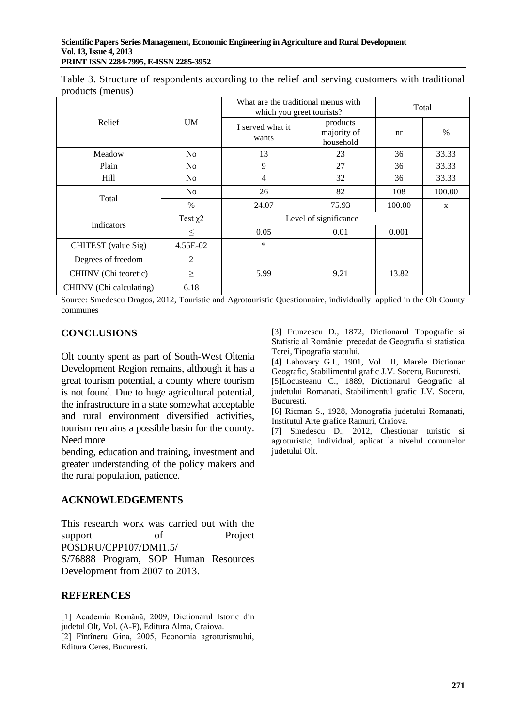Table 3. Structure of respondents according to the relief and serving customers with traditional products (menus)

| Relief | UM | What are the traditional menus with which you greet tourists? | | Total | |
|---|---|---|---|---|---|
| | | I served what it wants | products majority of household | nr | % |
| Meadow | No | 13 | 23 | 36 | 33.33 |
| Plain | No | 9 | 27 | 36 | 33.33 |
| Hill | No | 4 | 32 | 36 | 33.33 |
| Total | No | 26 | 82 | 108 | 100.00 |
| | % | 24.07 | 75.93 | 100.00 | x |
| Indicators | Test $\chi 2$ | Level of significance | | | |
| | $\leq$ | 0.05 | 0.01 | 0.001 | |
| CHITEST (value Sig) | 4.55E-02 | * | | | |
| Degrees of freedom | 2 | | | | |
| CHIINV (Chi teoretic) | $\geq$ | 5.99 | 9.21 | 13.82 | |
| CHIINV (Chi calculating) | 6.18 | | | | |

Source: Smedescu Dragos, 2012, Touristic and Agrotouristic Questionnaire, individually applied in the Olt County communes

## CONCLUSIONS

Olt county spent as part of South-West Oltenia Development Region remains, although it has a great tourism potential, a county where tourism is not found. Due to huge agricultural potential, the infrastructure in a state somewhat acceptable and rural environment diversified activities, tourism remains a possible basin for the county. Need more

bending, education and training, investment and greater understanding of the policy makers and the rural population, patience.

## ACKNOWLEDGEMENTS

This research work was carried out with the support of Project POSDRU/CPP107/DMI1.5/ S/76888 Program, SOP Human Resources Development from 2007 to 2013.

## REFERENCES

[1] Academia Română, 2009, Dictionarul Istoric din judetul Olt, Vol. (A-F), Editura Alma, Craiova.
[2] Fîntîneru Gina, 2005, Economia agroturismului, Editura Ceres, Bucuresti.
[3] Frunzescu D., 1872, Dictionarul Topografic si Statistic al României precedat de Geografia si statistica Terei, Tipografia statului.
[4] Lahovary G.I., 1901, Vol. III, Marele Dictionar Geografic, Stabilimentul grafic J.V. Soceru, Bucuresti.
[5]Locusteanu C., 1889, Dictionarul Geografic al judetului Romanati, Stabilimentul grafic J.V. Soceru, Bucuresti.
[6] Ricman S., 1928, Monografia judetului Romanati, Institutul Arte grafice Ramuri, Craiova.
[7] Smedescu D., 2012, Chestionar turistic si agroturistic, individual, aplicat la nivelul comunelor judetului Olt.